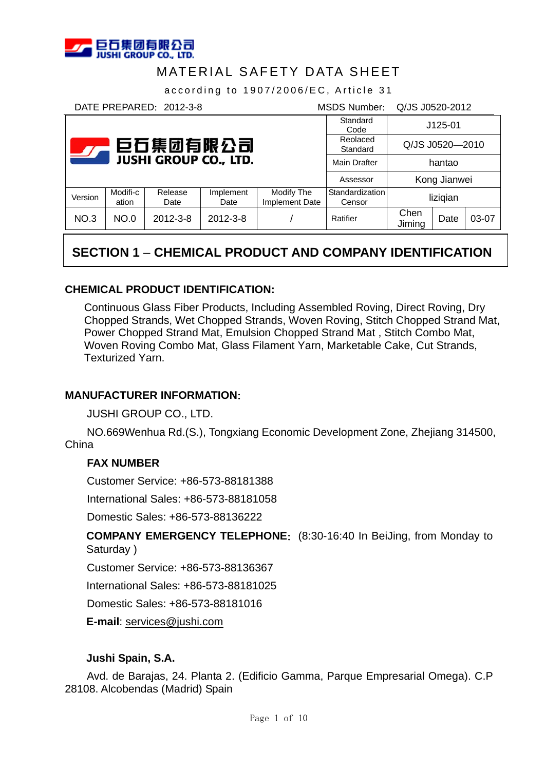巨石集团有限公司
JUSHI GROUP CO., LTD.

# MATERIAL SAFETY DATA SHEET

according to 1907/2006/EC, Article 31

DATE PREPARED: 2012-3-8 MSDS Number: Q/JS J0520-2012

| 巨石集团有限公司 JUSHI GROUP CO., LTD. | | | | | Standard Code | J125-01 | | |
|---|---|---|---|---|---|---|---|---|
| | | | | | Reolaced Standard | Q/JS J0520—2010 | | |
| | | | | | Main Drafter | hantao | | |
| | | | | | Assessor | Kong Jianwei | | |
| Version | Modifi-cation | Release Date | Implement Date | Modify The Implement Date | Standardization Censor | liziqian | | |
| NO.3 | NO.0 | 2012-3-8 | 2012-3-8 | / | Ratifier | Chen Jiming | Date | 03-07 |

## SECTION 1 – CHEMICAL PRODUCT AND COMPANY IDENTIFICATION

### CHEMICAL PRODUCT IDENTIFICATION:

Continuous Glass Fiber Products, Including Assembled Roving, Direct Roving, Dry Chopped Strands, Wet Chopped Strands, Woven Roving, Stitch Chopped Strand Mat, Power Chopped Strand Mat, Emulsion Chopped Strand Mat , Stitch Combo Mat, Woven Roving Combo Mat, Glass Filament Yarn, Marketable Cake, Cut Strands, Texturized Yarn.

### MANUFACTURER INFORMATION:

JUSHI GROUP CO., LTD.

NO.669Wenhua Rd.(S.), Tongxiang Economic Development Zone, Zhejiang 314500, China

**FAX NUMBER**

Customer Service: +86-573-88181388

International Sales: +86-573-88181058

Domestic Sales: +86-573-88136222

**COMPANY EMERGENCY TELEPHONE**: (8:30-16:40 In BeiJing, from Monday to Saturday )

Customer Service: +86-573-88136367

International Sales: +86-573-88181025

Domestic Sales: +86-573-88181016

**E-mail**: services@jushi.com

**Jushi Spain, S.A.**

Avd. de Barajas, 24. Planta 2. (Edificio Gamma, Parque Empresarial Omega). C.P 28108. Alcobendas (Madrid) Spain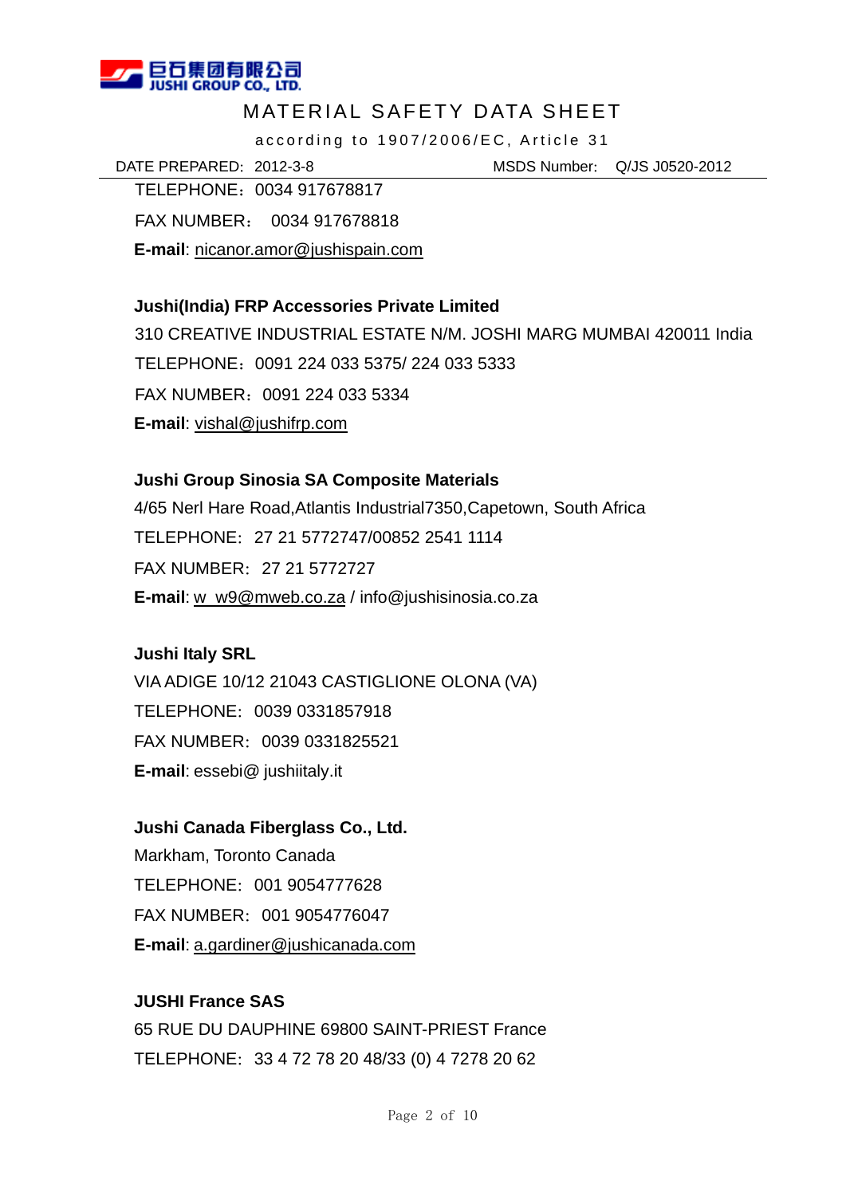TELEPHONE：0034 917678817

FAX NUMBER： 0034 917678818

**E-mail**: nicanor.amor@jushispain.com

**Jushi(India) FRP Accessories Private Limited**

310 CREATIVE INDUSTRIAL ESTATE N/M. JOSHI MARG MUMBAI 420011 India

TELEPHONE：0091 224 033 5375/ 224 033 5333

FAX NUMBER：0091 224 033 5334

**E-mail**: vishal@jushifrp.com

**Jushi Group Sinosia SA Composite Materials**

4/65 Nerl Hare Road,Atlantis Industrial7350,Capetown, South Africa

TELEPHONE: 27 21 5772747/00852 2541 1114

FAX NUMBER: 27 21 5772727

**E-mail**: w_w9@mweb.co.za / info@jushisinosia.co.za

**Jushi Italy SRL**

VIA ADIGE 10/12 21043 CASTIGLIONE OLONA (VA)

TELEPHONE: 0039 0331857918

FAX NUMBER: 0039 0331825521

**E-mail**: essebi@ jushiitaly.it

**Jushi Canada Fiberglass Co., Ltd.**

Markham, Toronto Canada

TELEPHONE: 001 9054777628

FAX NUMBER: 001 9054776047

**E-mail**: a.gardiner@jushicanada.com

**JUSHI France SAS**

65 RUE DU DAUPHINE 69800 SAINT-PRIEST France

TELEPHONE: 33 4 72 78 20 48/33 (0) 4 7278 20 62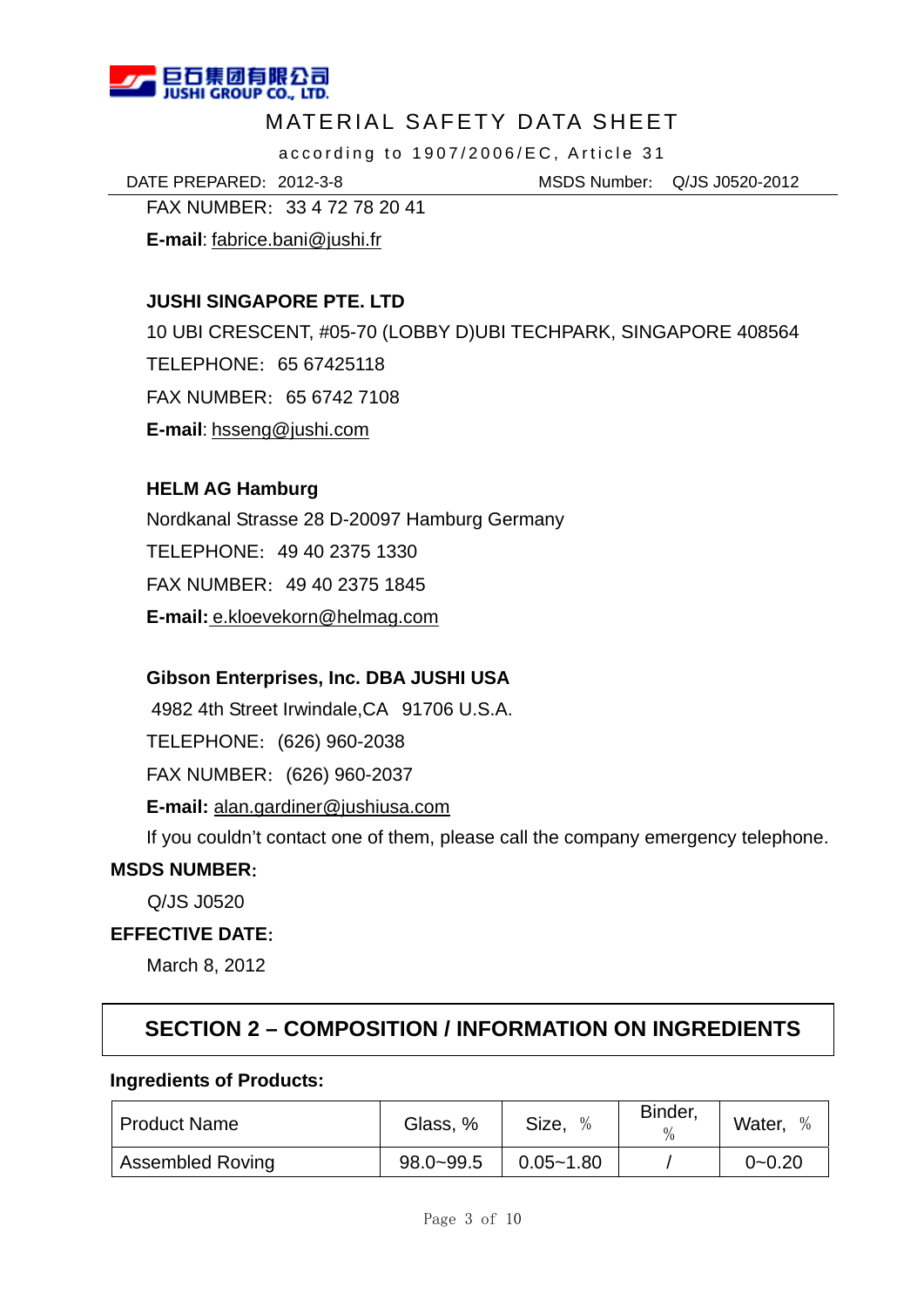FAX NUMBER: 33 4 72 78 20 41

**E-mail**: fabrice.bani@jushi.fr

**JUSHI SINGAPORE PTE. LTD**

10 UBI CRESCENT, #05-70 (LOBBY D)UBI TECHPARK, SINGAPORE 408564

TELEPHONE: 65 67425118

FAX NUMBER: 65 6742 7108

**E-mail**: hsseng@jushi.com

**HELM AG Hamburg**

Nordkanal Strasse 28 D-20097 Hamburg Germany

TELEPHONE: 49 40 2375 1330

FAX NUMBER: 49 40 2375 1845

**E-mail:** e.kloevekorn@helmag.com

**Gibson Enterprises, Inc. DBA JUSHI USA**

4982 4th Street Irwindale,CA 91706 U.S.A.

TELEPHONE: (626) 960-2038

FAX NUMBER: (626) 960-2037

**E-mail:** alan.gardiner@jushiusa.com

If you couldn't contact one of them, please call the company emergency telephone.

**MSDS NUMBER:**

Q/JS J0520

**EFFECTIVE DATE:**

March 8, 2012

## SECTION 2 – COMPOSITION / INFORMATION ON INGREDIENTS

**Ingredients of Products:**

| Product Name | Glass, % | Size, % | Binder, % | Water, % |
|---|---|---|---|---|
| Assembled Roving | 98.0~99.5 | 0.05~1.80 | / | 0~0.20 |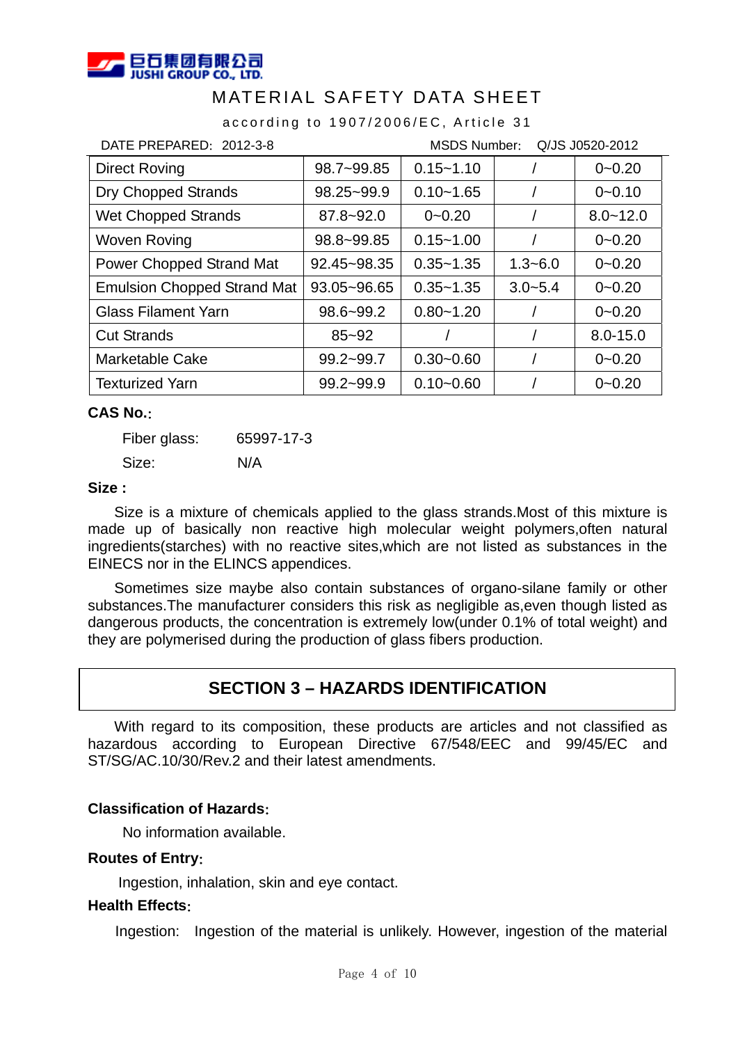| Direct Roving | 98.7~99.85 | 0.15~1.10 | / | 0~0.20 |
|---|---|---|---|---|
| Dry Chopped Strands | 98.25~99.9 | 0.10~1.65 | / | 0~0.10 |
| Wet Chopped Strands | 87.8~92.0 | 0~0.20 | / | 8.0~12.0 |
| Woven Roving | 98.8~99.85 | 0.15~1.00 | / | 0~0.20 |
| Power Chopped Strand Mat | 92.45~98.35 | 0.35~1.35 | 1.3~6.0 | 0~0.20 |
| Emulsion Chopped Strand Mat | 93.05~96.65 | 0.35~1.35 | 3.0~5.4 | 0~0.20 |
| Glass Filament Yarn | 98.6~99.2 | 0.80~1.20 | / | 0~0.20 |
| Cut Strands | 85~92 | / | / | 8.0-15.0 |
| Marketable Cake | 99.2~99.7 | 0.30~0.60 | / | 0~0.20 |
| Texturized Yarn | 99.2~99.9 | 0.10~0.60 | / | 0~0.20 |

**CAS No.:**

Fiber glass: 65997-17-3

Size: N/A

**Size :**

Size is a mixture of chemicals applied to the glass strands.Most of this mixture is made up of basically non reactive high molecular weight polymers,often natural ingredients(starches) with no reactive sites,which are not listed as substances in the EINECS nor in the ELINCS appendices.

Sometimes size maybe also contain substances of organo-silane family or other substances.The manufacturer considers this risk as negligible as,even though listed as dangerous products, the concentration is extremely low(under 0.1% of total weight) and they are polymerised during the production of glass fibers production.

## SECTION 3 – HAZARDS IDENTIFICATION

With regard to its composition, these products are articles and not classified as hazardous according to European Directive 67/548/EEC and 99/45/EC and ST/SG/AC.10/30/Rev.2 and their latest amendments.

**Classification of Hazards:**

No information available.

**Routes of Entry:**

Ingestion, inhalation, skin and eye contact.

**Health Effects:**

Ingestion: Ingestion of the material is unlikely. However, ingestion of the material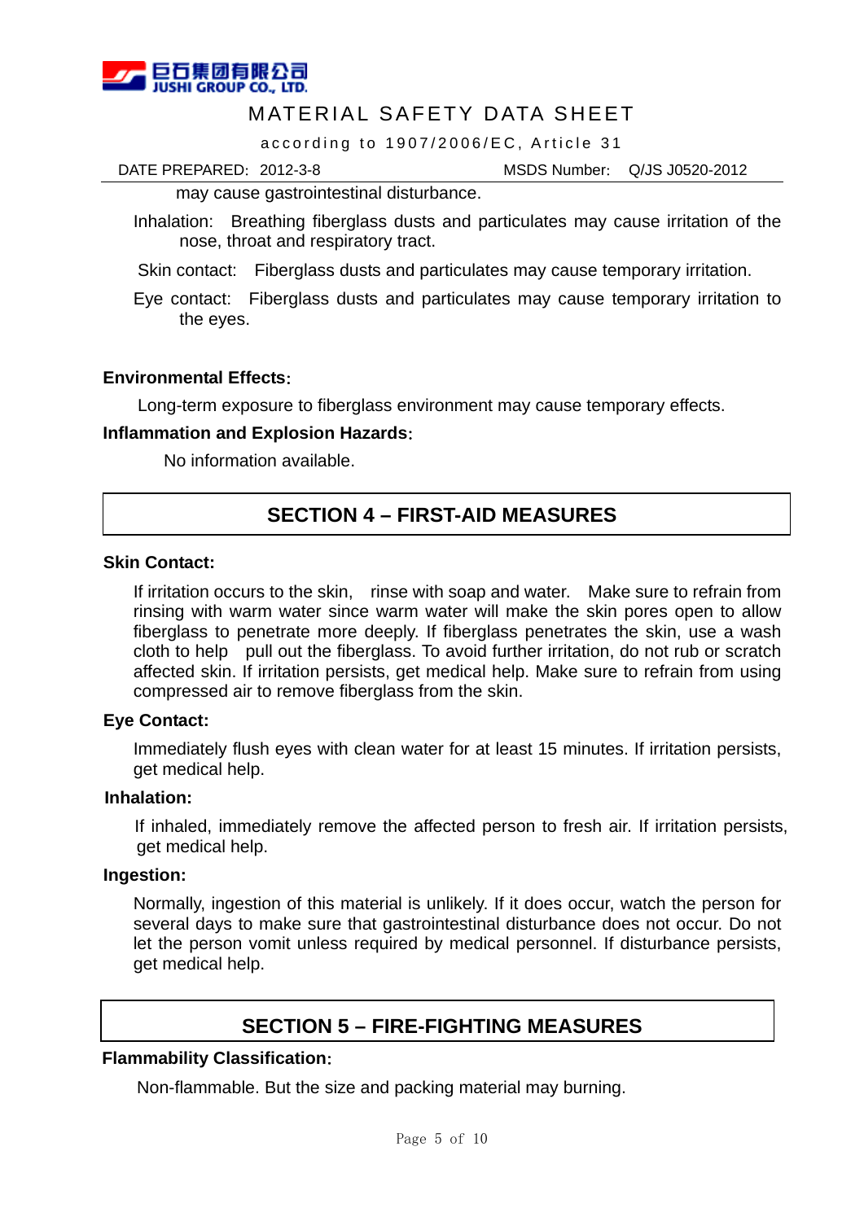may cause gastrointestinal disturbance.

Inhalation: Breathing fiberglass dusts and particulates may cause irritation of the nose, throat and respiratory tract.

Skin contact: Fiberglass dusts and particulates may cause temporary irritation.

Eye contact: Fiberglass dusts and particulates may cause temporary irritation to the eyes.

**Environmental Effects**:

Long-term exposure to fiberglass environment may cause temporary effects.

**Inflammation and Explosion Hazards**:

No information available.

## SECTION 4 – FIRST-AID MEASURES

**Skin Contact:**

If irritation occurs to the skin, rinse with soap and water. Make sure to refrain from rinsing with warm water since warm water will make the skin pores open to allow fiberglass to penetrate more deeply. If fiberglass penetrates the skin, use a wash cloth to help pull out the fiberglass. To avoid further irritation, do not rub or scratch affected skin. If irritation persists, get medical help. Make sure to refrain from using compressed air to remove fiberglass from the skin.

**Eye Contact:**

Immediately flush eyes with clean water for at least 15 minutes. If irritation persists, get medical help.

**Inhalation:**

If inhaled, immediately remove the affected person to fresh air. If irritation persists, get medical help.

**Ingestion:**

Normally, ingestion of this material is unlikely. If it does occur, watch the person for several days to make sure that gastrointestinal disturbance does not occur. Do not let the person vomit unless required by medical personnel. If disturbance persists, get medical help.

## SECTION 5 – FIRE-FIGHTING MEASURES

**Flammability Classification**:

Non-flammable. But the size and packing material may burning.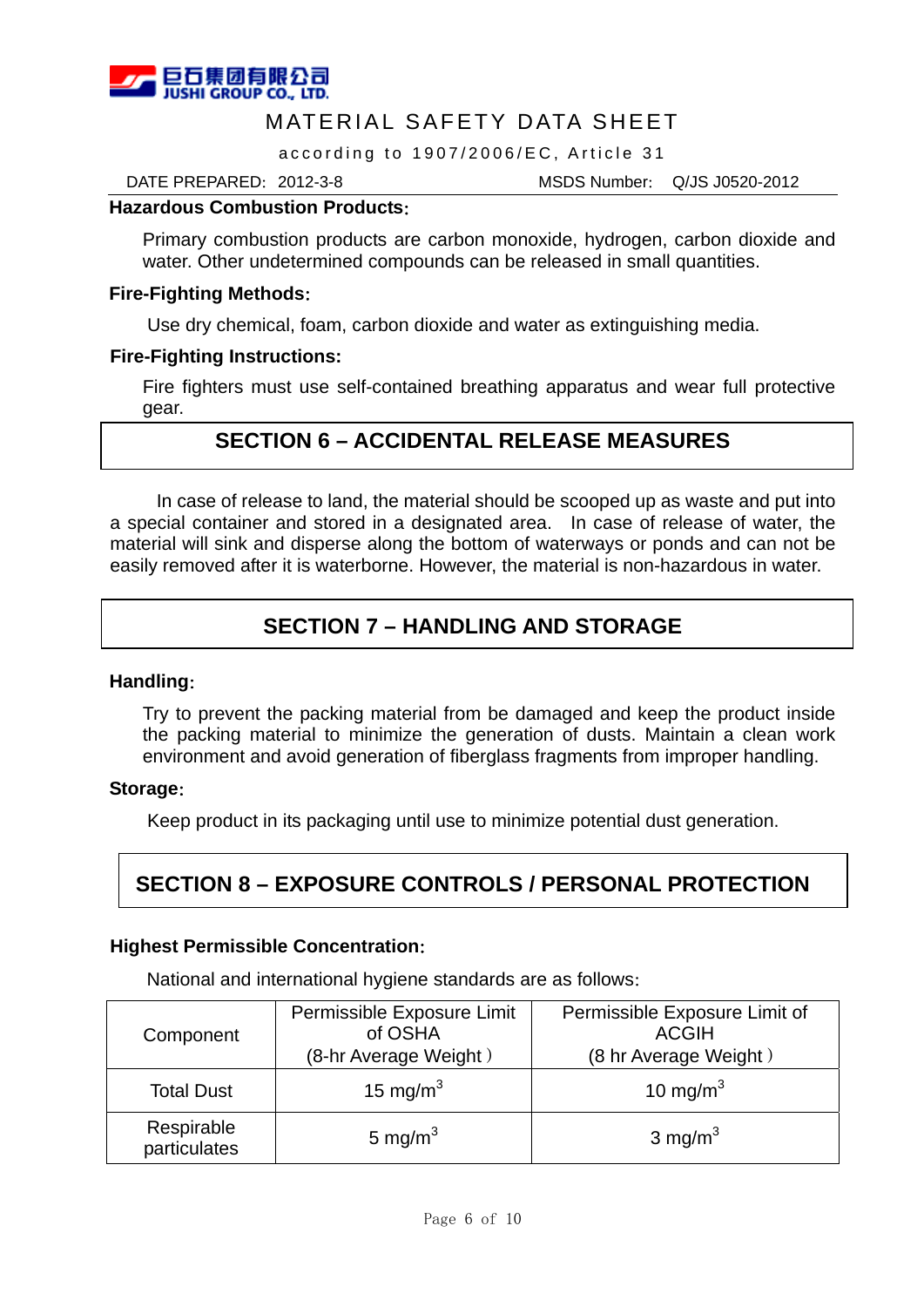**Hazardous Combustion Products**:

Primary combustion products are carbon monoxide, hydrogen, carbon dioxide and water. Other undetermined compounds can be released in small quantities.

**Fire-Fighting Methods**:

Use dry chemical, foam, carbon dioxide and water as extinguishing media.

**Fire-Fighting Instructions:**

Fire fighters must use self-contained breathing apparatus and wear full protective gear.

## SECTION 6 – ACCIDENTAL RELEASE MEASURES

In case of release to land, the material should be scooped up as waste and put into a special container and stored in a designated area. In case of release of water, the material will sink and disperse along the bottom of waterways or ponds and can not be easily removed after it is waterborne. However, the material is non-hazardous in water.

## SECTION 7 – HANDLING AND STORAGE

**Handling**:

Try to prevent the packing material from be damaged and keep the product inside the packing material to minimize the generation of dusts. Maintain a clean work environment and avoid generation of fiberglass fragments from improper handling.

**Storage**:

Keep product in its packaging until use to minimize potential dust generation.

## SECTION 8 – EXPOSURE CONTROLS / PERSONAL PROTECTION

**Highest Permissible Concentration**:

National and international hygiene standards are as follows:

| Component | Permissible Exposure Limit of OSHA (8-hr Average Weight) | Permissible Exposure Limit of ACGIH (8 hr Average Weight) |
|---|---|---|
| Total Dust | 15 $mg/m^3$ | 10 $mg/m^3$ |
| Respirable particulates | 5 $mg/m^3$ | 3 $mg/m^3$ |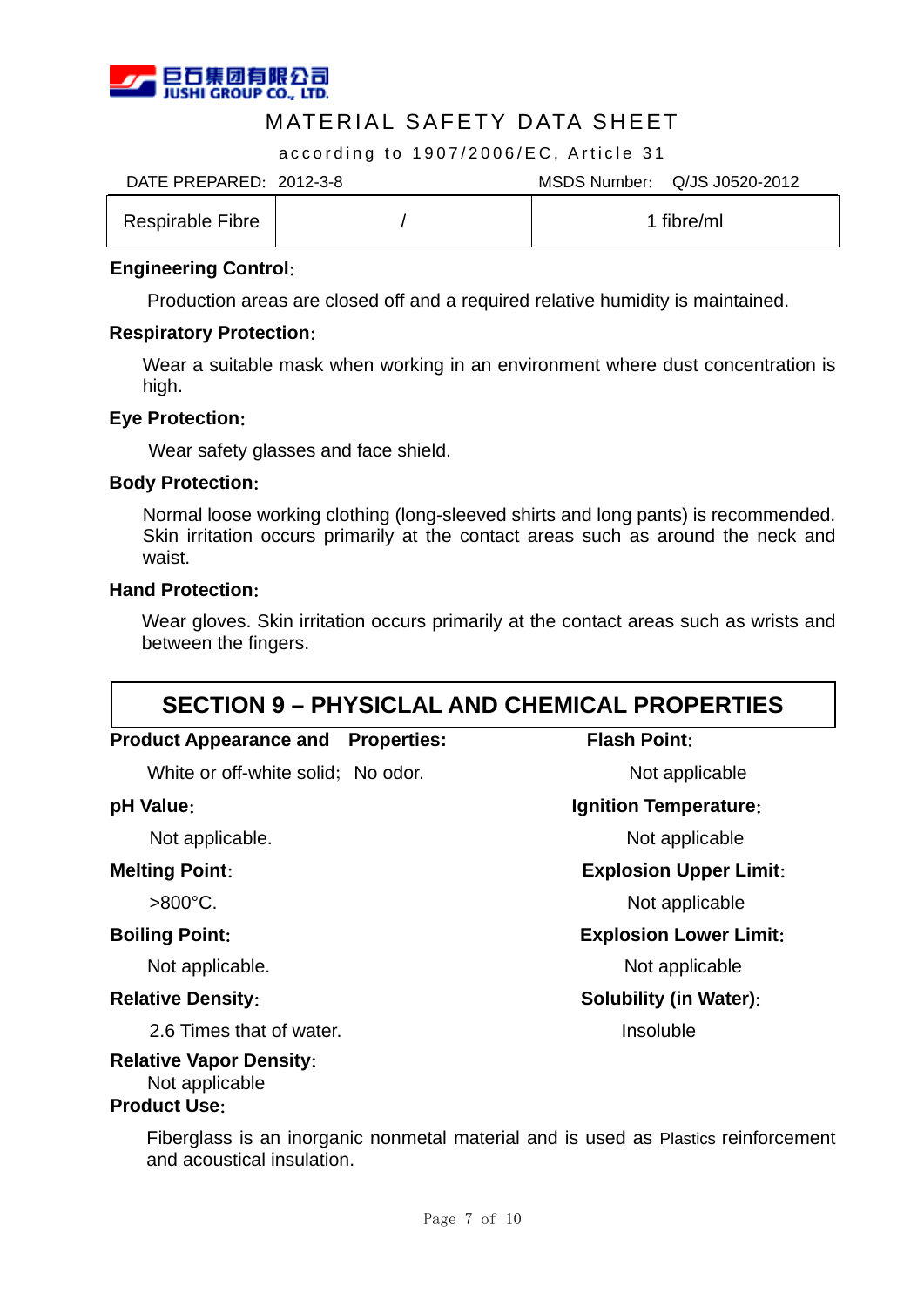MATERIAL SAFETY DATA SHEET

according to 1907/2006/EC, Article 31

DATE PREPARED: 2012-3-8 MSDS Number: Q/JS J0520-2012

| Respirable Fibre | / | 1 fibre/ml |
|---|---|---|

**Engineering Control**:

Production areas are closed off and a required relative humidity is maintained.

**Respiratory Protection**:

Wear a suitable mask when working in an environment where dust concentration is high.

**Eye Protection**:

Wear safety glasses and face shield.

**Body Protection**:

Normal loose working clothing (long-sleeved shirts and long pants) is recommended. Skin irritation occurs primarily at the contact areas such as around the neck and waist.

**Hand Protection**:

Wear gloves. Skin irritation occurs primarily at the contact areas such as wrists and between the fingers.

## SECTION 9 – PHYSICLAL AND CHEMICAL PROPERTIES

**Product Appearance and Properties:**

White or off-white solid; No odor.

**pH Value**:

Not applicable.

**Melting Point**:

>800°C.

**Boiling Point**:

Not applicable.

**Relative Density**:

2.6 Times that of water.

**Relative Vapor Density**:

Not applicable

**Flash Point**:

Not applicable

**Ignition Temperature**:

Not applicable

**Explosion Upper Limit**:

Not applicable

**Explosion Lower Limit**:

Not applicable

**Solubility (in Water)**:

Insoluble

**Product Use**:

Fiberglass is an inorganic nonmetal material and is used as Plastics reinforcement and acoustical insulation.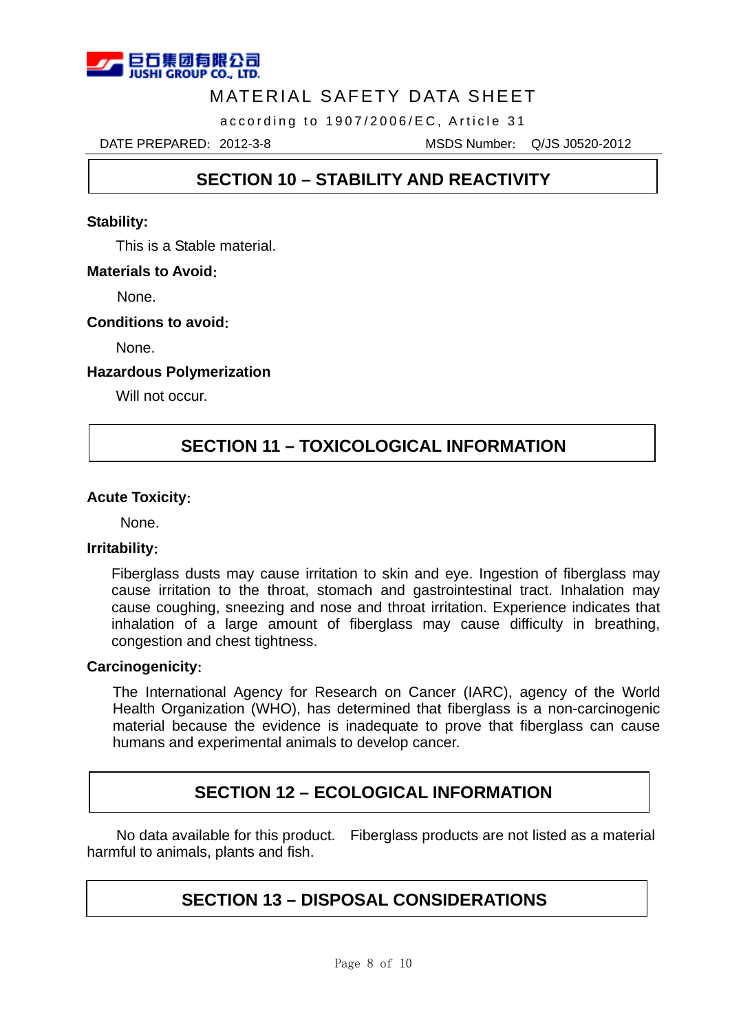## SECTION 10 – STABILITY AND REACTIVITY

**Stability:**

This is a Stable material.

**Materials to Avoid:**

None.

**Conditions to avoid:**

None.

**Hazardous Polymerization**

Will not occur.

## SECTION 11 – TOXICOLOGICAL INFORMATION

**Acute Toxicity:**

None.

**Irritability:**

Fiberglass dusts may cause irritation to skin and eye. Ingestion of fiberglass may cause irritation to the throat, stomach and gastrointestinal tract. Inhalation may cause coughing, sneezing and nose and throat irritation. Experience indicates that inhalation of a large amount of fiberglass may cause difficulty in breathing, congestion and chest tightness.

**Carcinogenicity:**

The International Agency for Research on Cancer (IARC), agency of the World Health Organization (WHO), has determined that fiberglass is a non-carcinogenic material because the evidence is inadequate to prove that fiberglass can cause humans and experimental animals to develop cancer.

## SECTION 12 – ECOLOGICAL INFORMATION

No data available for this product. Fiberglass products are not listed as a material harmful to animals, plants and fish.

## SECTION 13 – DISPOSAL CONSIDERATIONS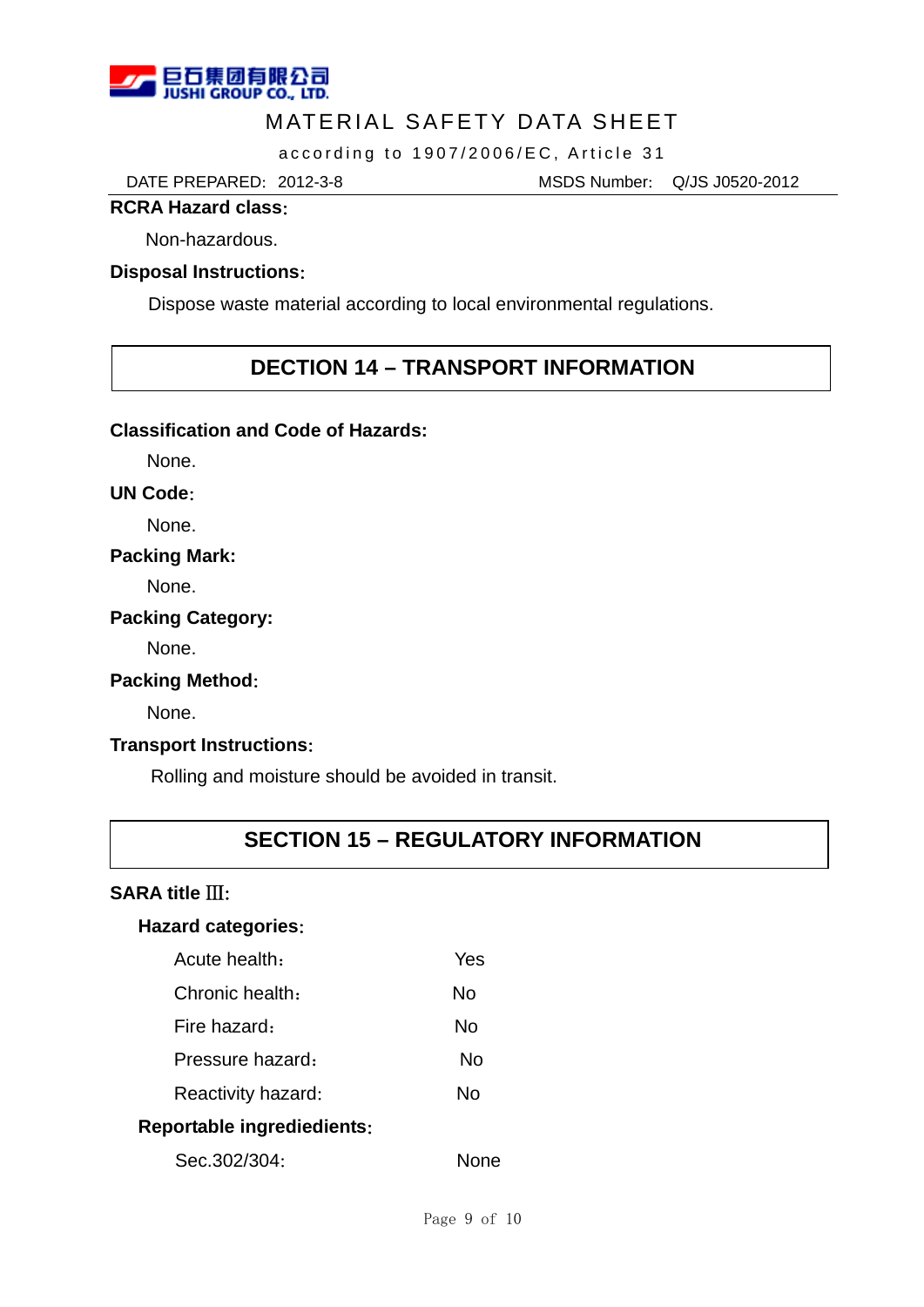**RCRA Hazard class**:

Non-hazardous.

**Disposal Instructions**:

Dispose waste material according to local environmental regulations.

## DECTION 14 – TRANSPORT INFORMATION

**Classification and Code of Hazards:**

None.

**UN Code**:

None.

**Packing Mark:**

None.

**Packing Category:**

None.

**Packing Method**:

None.

**Transport Instructions**:

Rolling and moisture should be avoided in transit.

## SECTION 15 – REGULATORY INFORMATION

**SARA title Ⅲ:**

**Hazard categories**:

| | |
|---|---|
| Acute health: | Yes |
| Chronic health: | No |
| Fire hazard: | No |
| Pressure hazard: | No |
| Reactivity hazard: | No |

**Reportable ingrediedients**:

| | |
|---|---|
| Sec.302/304: | None |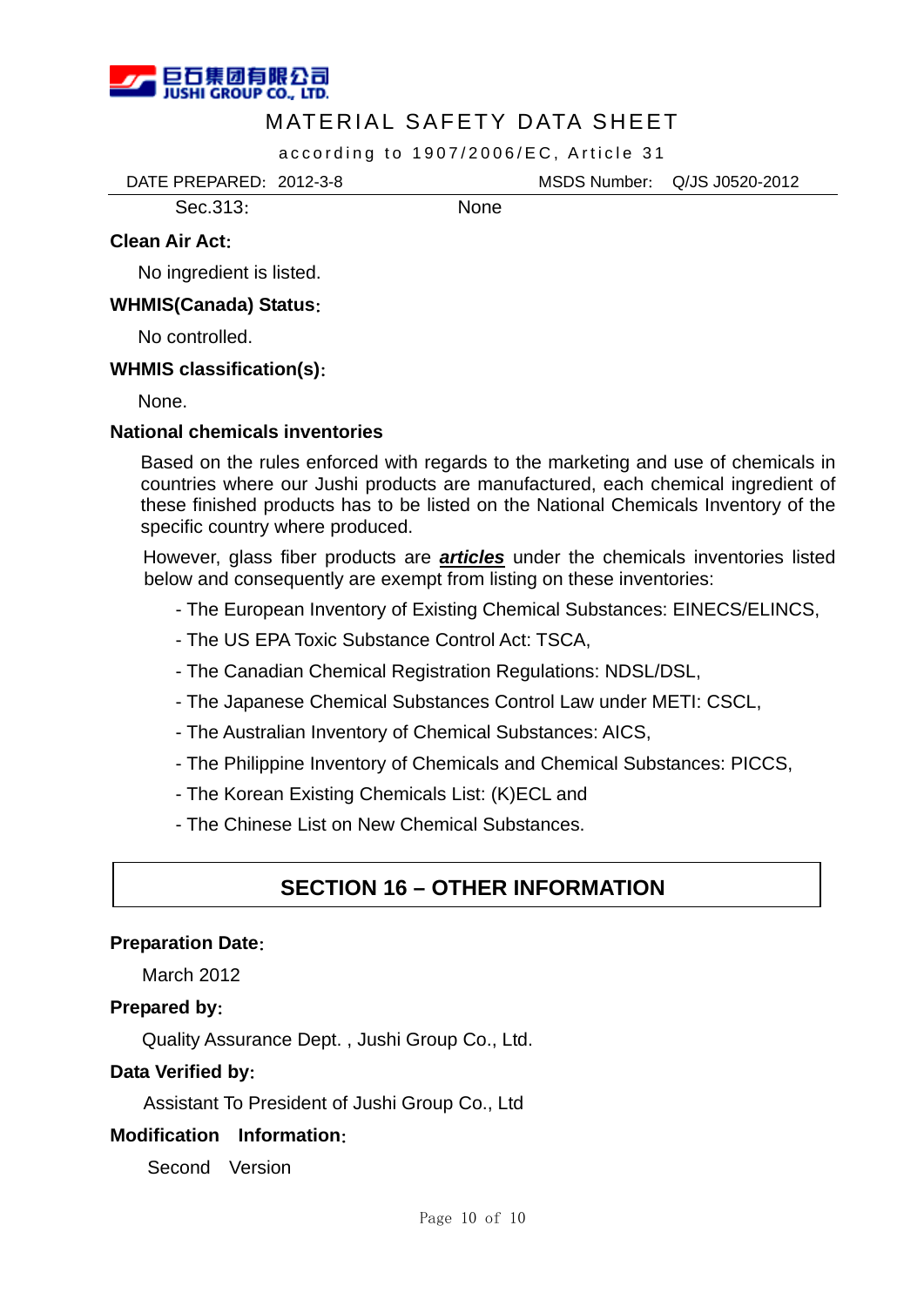Sec.313: None

**Clean Air Act:**

No ingredient is listed.

**WHMIS(Canada) Status:**

No controlled.

**WHMIS classification(s):**

None.

**National chemicals inventories**

Based on the rules enforced with regards to the marketing and use of chemicals in countries where our Jushi products are manufactured, each chemical ingredient of these finished products has to be listed on the National Chemicals Inventory of the specific country where produced.

However, glass fiber products are ***articles*** under the chemicals inventories listed below and consequently are exempt from listing on these inventories:

- The European Inventory of Existing Chemical Substances: EINECS/ELINCS,
- The US EPA Toxic Substance Control Act: TSCA,
- The Canadian Chemical Registration Regulations: NDSL/DSL,
- The Japanese Chemical Substances Control Law under METI: CSCL,
- The Australian Inventory of Chemical Substances: AICS,
- The Philippine Inventory of Chemicals and Chemical Substances: PICCS,
- The Korean Existing Chemicals List: (K)ECL and
- The Chinese List on New Chemical Substances.

## SECTION 16 – OTHER INFORMATION

**Preparation Date:**

March 2012

**Prepared by:**

Quality Assurance Dept. , Jushi Group Co., Ltd.

**Data Verified by:**

Assistant To President of Jushi Group Co., Ltd

**Modification Information:**

Second Version